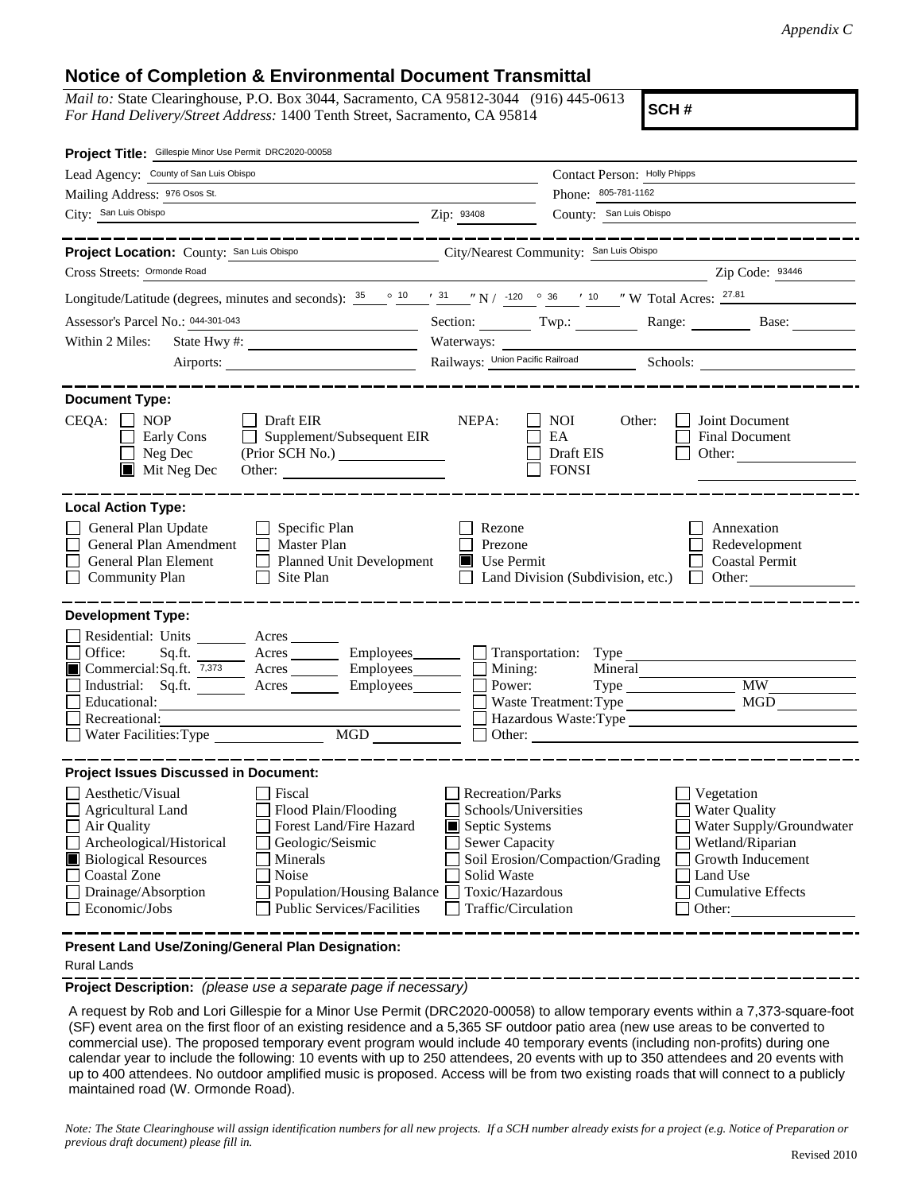*Appendix C*

## Notice of Completion & Environmental Document Transmittal

*Mail to:* State Clearinghouse, P.O. Box 3044, Sacramento, CA 95812-3044 (916) 445-0613
*For Hand Delivery/Street Address:* 1400 Tenth Street, Sacramento, CA 95814

**SCH #**

**Project Title:** Gillespie Minor Use Permit DRC2020-00058

Lead Agency: County of San Luis Obispo
Contact Person: Holly Phipps
Mailing Address: 976 Osos St.
Phone: 805-781-1162
City: San Luis Obispo
Zip: 93408
County: San Luis Obispo

**Project Location:** County: San Luis Obispo
City/Nearest Community: San Luis Obispo
Cross Streets: Ormonde Road
Zip Code: 93446

Longitude/Latitude (degrees, minutes and seconds): 35 ° 10 ′ 31 ″ N / -120 ° 36 ′ 10 ″ W Total Acres: 27.81

Assessor's Parcel No.: 044-301-043
Section: ___ Twp.: ___ Range: ___ Base: ___

Within 2 Miles: State Hwy #: ___
Waterways: ___
Airports: ___
Railways: Union Pacific Railroad
Schools: ___

**Document Type:**

CEQA:
- [ ] NOP
- [ ] Early Cons
- [ ] Neg Dec
- [x] Mit Neg Dec
- [ ] Draft EIR
- [ ] Supplement/Subsequent EIR (Prior SCH No.) ___
- Other: ___

NEPA:
- [ ] NOI
- [ ] EA
- [ ] Draft EIS
- [ ] FONSI

Other:
- [ ] Joint Document
- [ ] Final Document
- [ ] Other: ___

**Local Action Type:**

- [ ] General Plan Update
- [ ] General Plan Amendment
- [ ] General Plan Element
- [ ] Community Plan
- [ ] Specific Plan
- [ ] Master Plan
- [ ] Planned Unit Development
- [ ] Site Plan
- [ ] Rezone
- [ ] Prezone
- [x] Use Permit
- [ ] Land Division (Subdivision, etc.)
- [ ] Annexation
- [ ] Redevelopment
- [ ] Coastal Permit
- [ ] Other: ___

**Development Type:**

- [ ] Residential: Units ___ Acres ___
- [ ] Office: Sq.ft. ___ Acres ___ Employees ___
- [x] Commercial: Sq.ft. 7,373 Acres ___ Employees ___
- [ ] Industrial: Sq.ft. ___ Acres ___ Employees ___
- [ ] Educational: ___
- [ ] Recreational: ___
- [ ] Water Facilities: Type ___ MGD ___
- [ ] Transportation: Type ___
- [ ] Mining: Mineral ___
- [ ] Power: Type ___ MW ___
- [ ] Waste Treatment: Type ___ MGD ___
- [ ] Hazardous Waste: Type ___
- [ ] Other: ___

**Project Issues Discussed in Document:**

- [ ] Aesthetic/Visual
- [ ] Agricultural Land
- [ ] Air Quality
- [ ] Archeological/Historical
- [x] Biological Resources
- [ ] Coastal Zone
- [ ] Drainage/Absorption
- [ ] Economic/Jobs
- [ ] Fiscal
- [ ] Flood Plain/Flooding
- [ ] Forest Land/Fire Hazard
- [ ] Geologic/Seismic
- [ ] Minerals
- [ ] Noise
- [ ] Population/Housing Balance
- [ ] Public Services/Facilities
- [ ] Recreation/Parks
- [ ] Schools/Universities
- [x] Septic Systems
- [ ] Sewer Capacity
- [ ] Soil Erosion/Compaction/Grading
- [ ] Solid Waste
- [ ] Toxic/Hazardous
- [ ] Traffic/Circulation
- [ ] Vegetation
- [ ] Water Quality
- [ ] Water Supply/Groundwater
- [ ] Wetland/Riparian
- [ ] Growth Inducement
- [ ] Land Use
- [ ] Cumulative Effects
- [ ] Other: ___

**Present Land Use/Zoning/General Plan Designation:**

Rural Lands

**Project Description:** *(please use a separate page if necessary)*

A request by Rob and Lori Gillespie for a Minor Use Permit (DRC2020-00058) to allow temporary events within a 7,373-square-foot (SF) event area on the first floor of an existing residence and a 5,365 SF outdoor patio area (new use areas to be converted to commercial use). The proposed temporary event program would include 40 temporary events (including non-profits) during one calendar year to include the following: 10 events with up to 250 attendees, 20 events with up to 350 attendees and 20 events with up to 400 attendees. No outdoor amplified music is proposed. Access will be from two existing roads that will connect to a publicly maintained road (W. Ormonde Road).

*Note: The State Clearinghouse will assign identification numbers for all new projects. If a SCH number already exists for a project (e.g. Notice of Preparation or previous draft document) please fill in.*

Revised 2010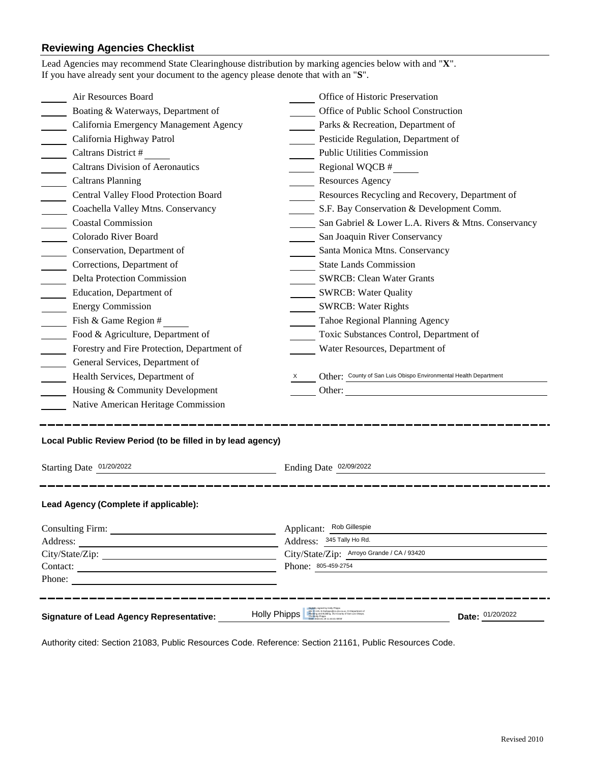## Reviewing Agencies Checklist

Lead Agencies may recommend State Clearinghouse distribution by marking agencies below with and "**X**".
If you have already sent your document to the agency please denote that with an "**S**".

| | | | |
|---|---|---|---|
| ____ | Air Resources Board | ____ | Office of Historic Preservation |
| ____ | Boating & Waterways, Department of | ____ | Office of Public School Construction |
| ____ | California Emergency Management Agency | ____ | Parks & Recreation, Department of |
| ____ | California Highway Patrol | ____ | Pesticide Regulation, Department of |
| ____ | Caltrans District # ____ | ____ | Public Utilities Commission |
| ____ | Caltrans Division of Aeronautics | ____ | Regional WQCB # ____ |
| ____ | Caltrans Planning | ____ | Resources Agency |
| ____ | Central Valley Flood Protection Board | ____ | Resources Recycling and Recovery, Department of |
| ____ | Coachella Valley Mtns. Conservancy | ____ | S.F. Bay Conservation & Development Comm. |
| ____ | Coastal Commission | ____ | San Gabriel & Lower L.A. Rivers & Mtns. Conservancy |
| ____ | Colorado River Board | ____ | San Joaquin River Conservancy |
| ____ | Conservation, Department of | ____ | Santa Monica Mtns. Conservancy |
| ____ | Corrections, Department of | ____ | State Lands Commission |
| ____ | Delta Protection Commission | ____ | SWRCB: Clean Water Grants |
| ____ | Education, Department of | ____ | SWRCB: Water Quality |
| ____ | Energy Commission | ____ | SWRCB: Water Rights |
| ____ | Fish & Game Region # ____ | ____ | Tahoe Regional Planning Agency |
| ____ | Food & Agriculture, Department of | ____ | Toxic Substances Control, Department of |
| ____ | Forestry and Fire Protection, Department of | ____ | Water Resources, Department of |
| ____ | General Services, Department of | | |
| ____ | Health Services, Department of | x | Other: County of San Luis Obispo Environmental Health Department |
| ____ | Housing & Community Development | ____ | Other: ____ |
| ____ | Native American Heritage Commission | | |

---

### Local Public Review Period (to be filled in by lead agency)

Starting Date 01/20/2022

Ending Date 02/09/2022

---

### Lead Agency (Complete if applicable):

Consulting Firm:
Address:
City/State/Zip:
Contact:
Phone:

Applicant: Rob Gillespie
Address: 345 Tally Ho Rd.
City/State/Zip: Arroyo Grande / CA / 93420
Phone: 805-459-2754

---

**Signature of Lead Agency Representative:** Holly Phipps

**Date:** 01/20/2022

Authority cited: Section 21083, Public Resources Code. Reference: Section 21161, Public Resources Code.

Revised 2010